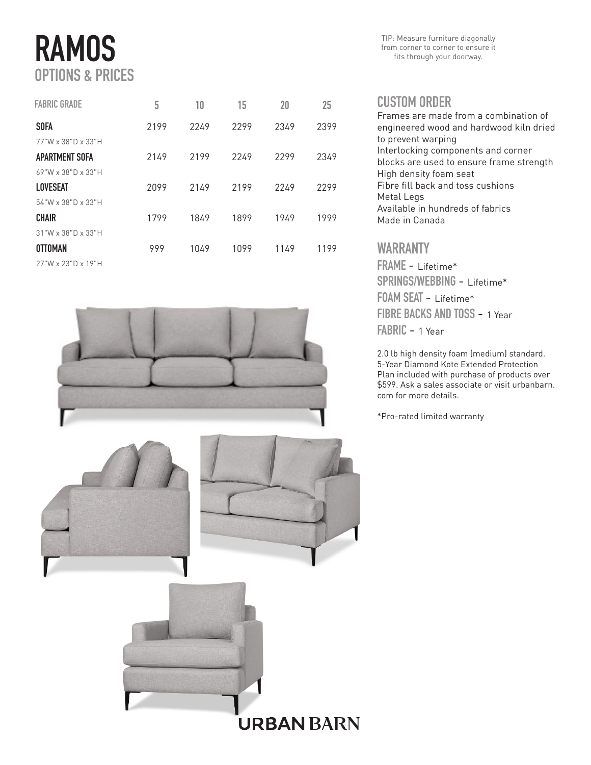# RAMOS

## OPTIONS & PRICES

TIP: Measure furniture diagonally from corner to corner to ensure it fits through your doorway.

| FABRIC GRADE | 5 | 10 | 15 | 20 | 25 |
|---|---|---|---|---|---|
| **SOFA**<br>77"W x 38"D x 33"H | 2199 | 2249 | 2299 | 2349 | 2399 |
| **APARTMENT SOFA**<br>69"W x 38"D x 33"H | 2149 | 2199 | 2249 | 2299 | 2349 |
| **LOVESEAT**<br>54"W x 38"D x 33"H | 2099 | 2149 | 2199 | 2249 | 2299 |
| **CHAIR**<br>31"W x 38"D x 33"H | 1799 | 1849 | 1899 | 1949 | 1999 |
| **OTTOMAN**<br>27"W x 23"D x 19"H | 999 | 1049 | 1099 | 1149 | 1199 |

## CUSTOM ORDER

Frames are made from a combination of engineered wood and hardwood kiln dried to prevent warping
Interlocking components and corner blocks are used to ensure frame strength
High density foam seat
Fibre fill back and toss cushions
Metal Legs
Available in hundreds of fabrics
Made in Canada

## WARRANTY

**FRAME** - Lifetime*
**SPRINGS/WEBBING** - Lifetime*
**FOAM SEAT** - Lifetime*
**FIBRE BACKS AND TOSS** - 1 Year
**FABRIC** - 1 Year

2.0 lb high density foam (medium) standard. 5-Year Diamond Kote Extended Protection Plan included with purchase of products over $599. Ask a sales associate or visit urbanbarn.com for more details.

*Pro-rated limited warranty

URBAN BARN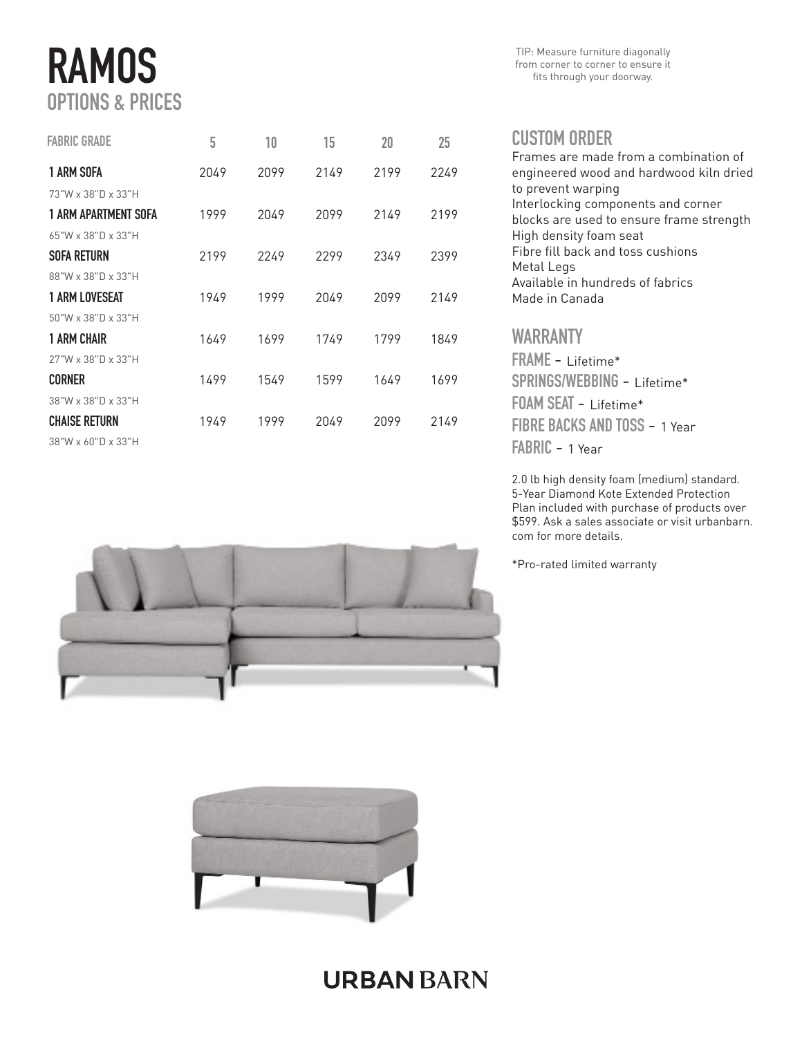# RAMOS

## OPTIONS & PRICES

TIP: Measure furniture diagonally from corner to corner to ensure it fits through your doorway.

| FABRIC GRADE | 5 | 10 | 15 | 20 | 25 |
|---|---|---|---|---|---|
| **1 ARM SOFA** | 2049 | 2099 | 2149 | 2199 | 2249 |
| 73"W x 38"D x 33"H | | | | | |
| **1 ARM APARTMENT SOFA** | 1999 | 2049 | 2099 | 2149 | 2199 |
| 65"W x 38"D x 33"H | | | | | |
| **SOFA RETURN** | 2199 | 2249 | 2299 | 2349 | 2399 |
| 88"W x 38"D x 33"H | | | | | |
| **1 ARM LOVESEAT** | 1949 | 1999 | 2049 | 2099 | 2149 |
| 50"W x 38"D x 33"H | | | | | |
| **1 ARM CHAIR** | 1649 | 1699 | 1749 | 1799 | 1849 |
| 27"W x 38"D x 33"H | | | | | |
| **CORNER** | 1499 | 1549 | 1599 | 1649 | 1699 |
| 38"W x 38"D x 33"H | | | | | |
| **CHAISE RETURN** | 1949 | 1999 | 2049 | 2099 | 2149 |
| 38"W x 60"D x 33"H | | | | | |

## CUSTOM ORDER

Frames are made from a combination of engineered wood and hardwood kiln dried to prevent warping
Interlocking components and corner blocks are used to ensure frame strength
High density foam seat
Fibre fill back and toss cushions
Metal Legs
Available in hundreds of fabrics
Made in Canada

## WARRANTY

**FRAME** - Lifetime*
**SPRINGS/WEBBING** - Lifetime*
**FOAM SEAT** - Lifetime*
**FIBRE BACKS AND TOSS** - 1 Year
**FABRIC** - 1 Year

2.0 lb high density foam (medium) standard. 5-Year Diamond Kote Extended Protection Plan included with purchase of products over $599. Ask a sales associate or visit urbanbarn.com for more details.

*Pro-rated limited warranty

URBAN BARN